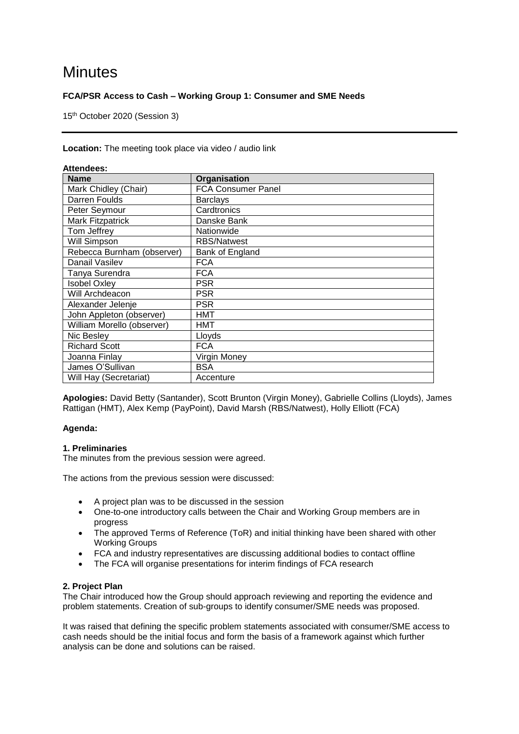# Minutes

**FCA/PSR Access to Cash – Working Group 1: Consumer and SME Needs**

15th October 2020 (Session 3)

---

**Location:** The meeting took place via video / audio link

**Attendees:**

| Name | Organisation |
|---|---|
| Mark Chidley (Chair) | FCA Consumer Panel |
| Darren Foulds | Barclays |
| Peter Seymour | Cardtronics |
| Mark Fitzpatrick | Danske Bank |
| Tom Jeffrey | Nationwide |
| Will Simpson | RBS/Natwest |
| Rebecca Burnham (observer) | Bank of England |
| Danail Vasilev | FCA |
| Tanya Surendra | FCA |
| Isobel Oxley | PSR |
| Will Archdeacon | PSR |
| Alexander Jelenje | PSR |
| John Appleton (observer) | HMT |
| William Morello (observer) | HMT |
| Nic Besley | Lloyds |
| Richard Scott | FCA |
| Joanna Finlay | Virgin Money |
| James O'Sullivan | BSA |
| Will Hay (Secretariat) | Accenture |

**Apologies:** David Betty (Santander), Scott Brunton (Virgin Money), Gabrielle Collins (Lloyds), James Rattigan (HMT), Alex Kemp (PayPoint), David Marsh (RBS/Natwest), Holly Elliott (FCA)

**Agenda:**

**1. Preliminaries**

The minutes from the previous session were agreed.

The actions from the previous session were discussed:

- A project plan was to be discussed in the session
- One-to-one introductory calls between the Chair and Working Group members are in progress
- The approved Terms of Reference (ToR) and initial thinking have been shared with other Working Groups
- FCA and industry representatives are discussing additional bodies to contact offline
- The FCA will organise presentations for interim findings of FCA research

**2. Project Plan**

The Chair introduced how the Group should approach reviewing and reporting the evidence and problem statements. Creation of sub-groups to identify consumer/SME needs was proposed.

It was raised that defining the specific problem statements associated with consumer/SME access to cash needs should be the initial focus and form the basis of a framework against which further analysis can be done and solutions can be raised.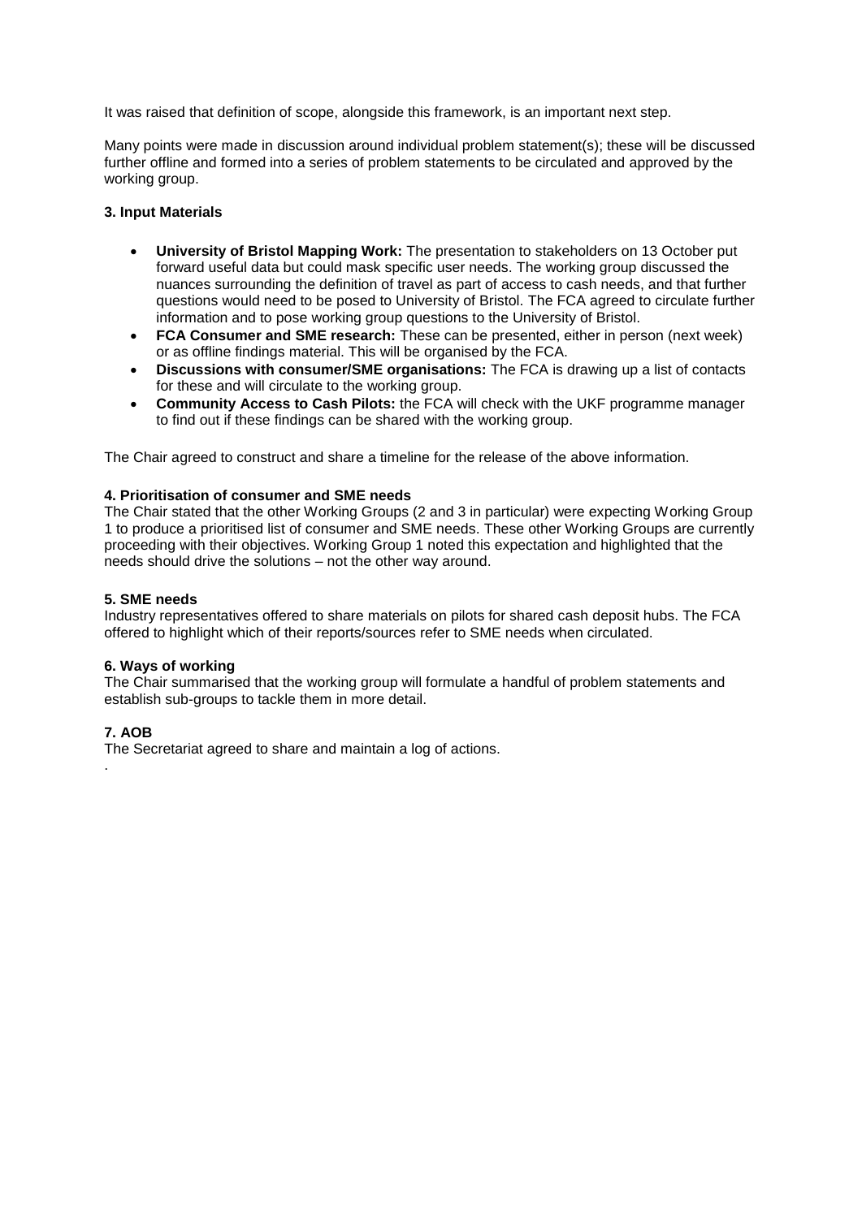It was raised that definition of scope, alongside this framework, is an important next step.

Many points were made in discussion around individual problem statement(s); these will be discussed further offline and formed into a series of problem statements to be circulated and approved by the working group.

**3. Input Materials**

- **University of Bristol Mapping Work:** The presentation to stakeholders on 13 October put forward useful data but could mask specific user needs. The working group discussed the nuances surrounding the definition of travel as part of access to cash needs, and that further questions would need to be posed to University of Bristol. The FCA agreed to circulate further information and to pose working group questions to the University of Bristol.
- **FCA Consumer and SME research:** These can be presented, either in person (next week) or as offline findings material. This will be organised by the FCA.
- **Discussions with consumer/SME organisations:** The FCA is drawing up a list of contacts for these and will circulate to the working group.
- **Community Access to Cash Pilots:** the FCA will check with the UKF programme manager to find out if these findings can be shared with the working group.

The Chair agreed to construct and share a timeline for the release of the above information.

**4. Prioritisation of consumer and SME needs**

The Chair stated that the other Working Groups (2 and 3 in particular) were expecting Working Group 1 to produce a prioritised list of consumer and SME needs. These other Working Groups are currently proceeding with their objectives. Working Group 1 noted this expectation and highlighted that the needs should drive the solutions – not the other way around.

**5. SME needs**

Industry representatives offered to share materials on pilots for shared cash deposit hubs. The FCA offered to highlight which of their reports/sources refer to SME needs when circulated.

**6. Ways of working**

The Chair summarised that the working group will formulate a handful of problem statements and establish sub-groups to tackle them in more detail.

**7. AOB**

The Secretariat agreed to share and maintain a log of actions.

.